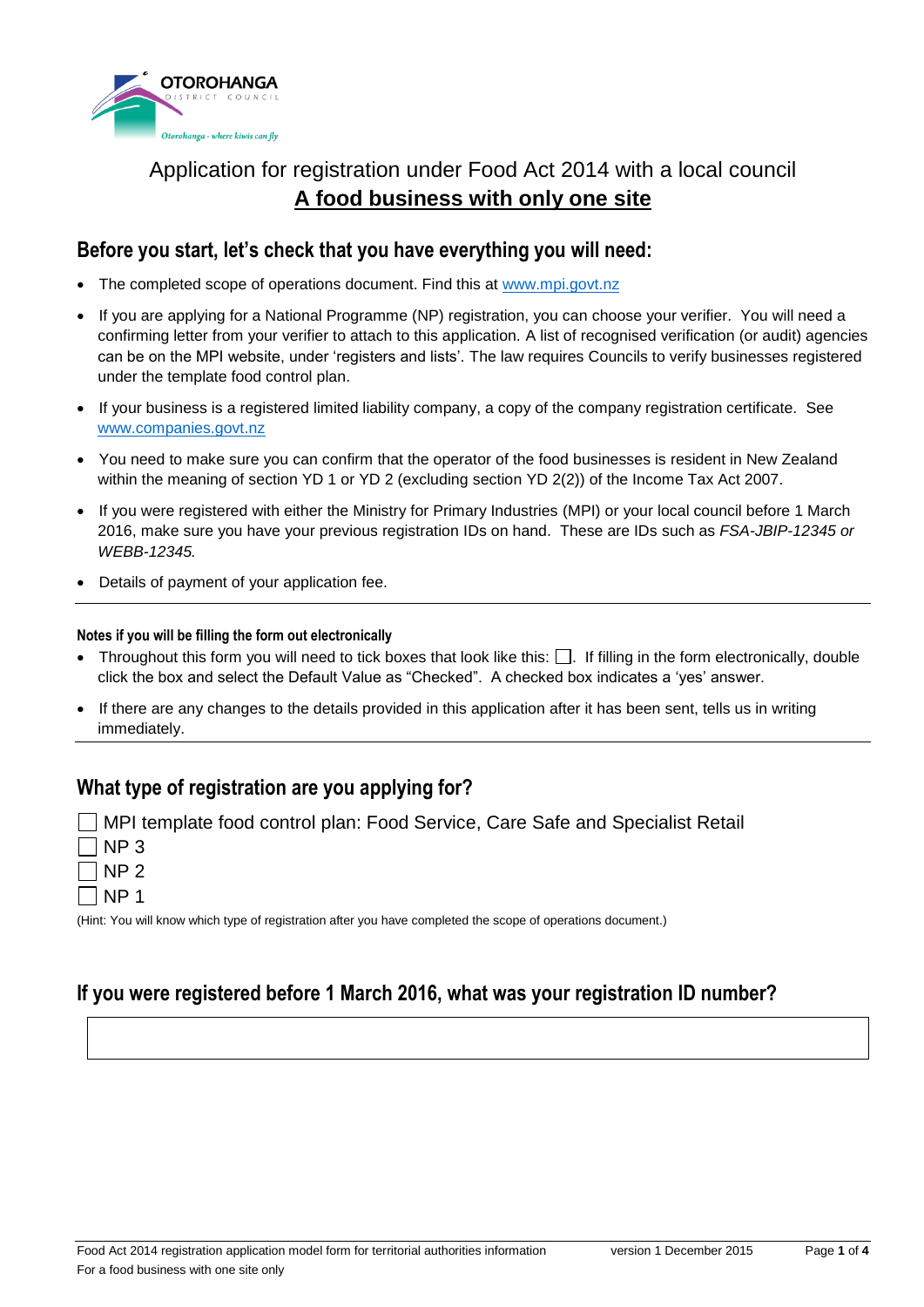OTOROHANGA DISTRICT COUNCIL

*Otorohanga - where kiwis can fly*

# Application for registration under Food Act 2014 with a local council

## A food business with only one site

## Before you start, let's check that you have everything you will need:

- The completed scope of operations document. Find this at www.mpi.govt.nz
- If you are applying for a National Programme (NP) registration, you can choose your verifier. You will need a confirming letter from your verifier to attach to this application. A list of recognised verification (or audit) agencies can be on the MPI website, under 'registers and lists'. The law requires Councils to verify businesses registered under the template food control plan.
- If your business is a registered limited liability company, a copy of the company registration certificate. See www.companies.govt.nz
- You need to make sure you can confirm that the operator of the food businesses is resident in New Zealand within the meaning of section YD 1 or YD 2 (excluding section YD 2(2)) of the Income Tax Act 2007.
- If you were registered with either the Ministry for Primary Industries (MPI) or your local council before 1 March 2016, make sure you have your previous registration IDs on hand. These are IDs such as *FSA-JBIP-12345 or WEBB-12345.*
- Details of payment of your application fee.

---

#### Notes if you will be filling the form out electronically

- Throughout this form you will need to tick boxes that look like this: ☐. If filling in the form electronically, double click the box and select the Default Value as "Checked". A checked box indicates a 'yes' answer.
- If there are any changes to the details provided in this application after it has been sent, tells us in writing immediately.

---

## What type of registration are you applying for?

☐ MPI template food control plan: Food Service, Care Safe and Specialist Retail
☐ NP 3
☐ NP 2
☐ NP 1

(Hint: You will know which type of registration after you have completed the scope of operations document.)

## If you were registered before 1 March 2016, what was your registration ID number?

| |
|---|
| |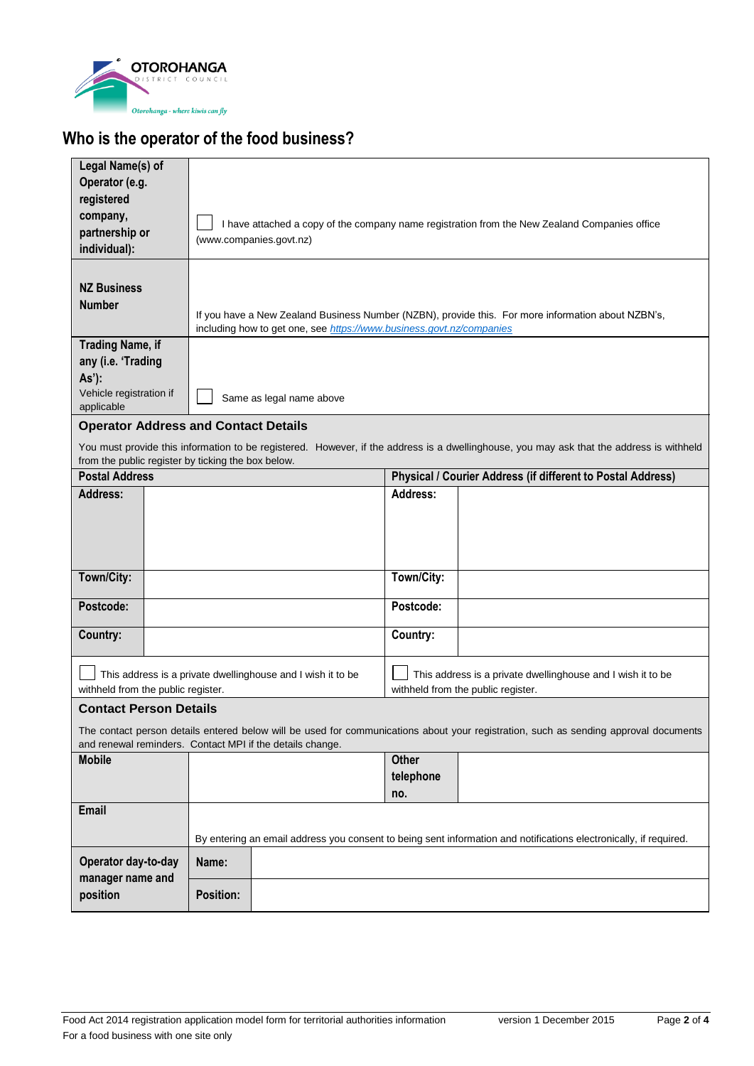OTOROHANGA DISTRICT COUNCIL

*Otorohanga - where kiwis can fly*

# Who is the operator of the food business?

| | |
|---|---|
| **Legal Name(s) of Operator (e.g. registered company, partnership or individual):** | ☐ I have attached a copy of the company name registration from the New Zealand Companies office (www.companies.govt.nz) |
| **NZ Business Number** | If you have a New Zealand Business Number (NZBN), provide this. For more information about NZBN's, including how to get one, see *https://www.business.govt.nz/companies* |
| **Trading Name, if any (i.e. 'Trading As'):** Vehicle registration if applicable | ☐ Same as legal name above |

## Operator Address and Contact Details

You must provide this information to be registered. However, if the address is a dwellinghouse, you may ask that the address is withheld from the public register by ticking the box below.

| Postal Address | | Physical / Courier Address (if different to Postal Address) | |
|---|---|---|---|
| **Address:** | | **Address:** | |
| **Town/City:** | | **Town/City:** | |
| **Postcode:** | | **Postcode:** | |
| **Country:** | | **Country:** | |
| ☐ This address is a private dwellinghouse and I wish it to be withheld from the public register. | | ☐ This address is a private dwellinghouse and I wish it to be withheld from the public register. | |

## Contact Person Details

The contact person details entered below will be used for communications about your registration, such as sending approval documents and renewal reminders. Contact MPI if the details change.

| | | | |
|---|---|---|---|
| **Mobile** | | **Other telephone no.** | |
| **Email** | By entering an email address you consent to being sent information and notifications electronically, if required. | | |
| **Operator day-to-day manager name and position** | **Name:** | | |
| | **Position:** | | |

Food Act 2014 registration application model form for territorial authorities information — version 1 December 2015
For a food business with one site only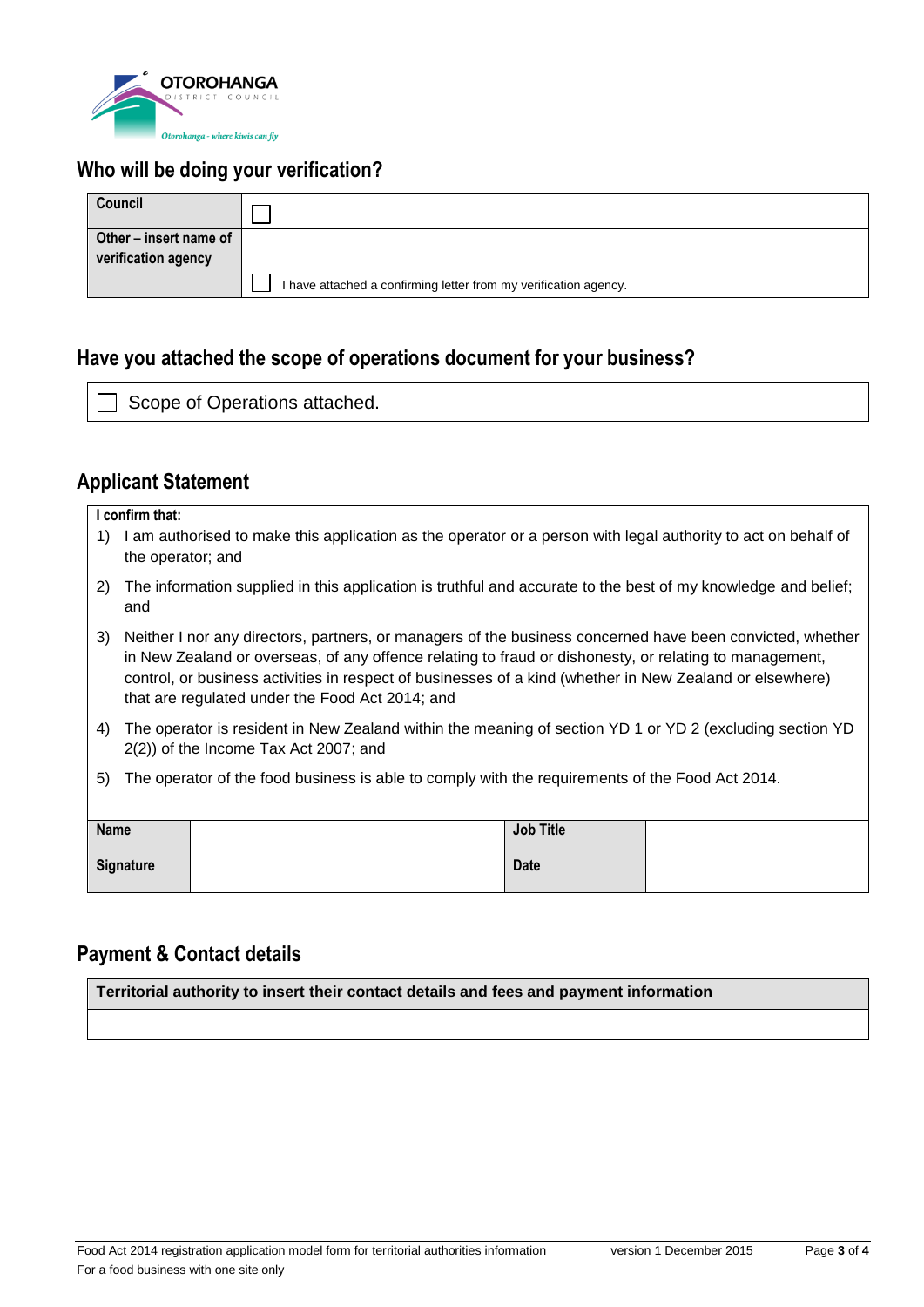## Who will be doing your verification?

| Council | ☐ |
|---|---|
| Other – insert name of verification agency | ☐ I have attached a confirming letter from my verification agency. |

## Have you attached the scope of operations document for your business?

☐ Scope of Operations attached.

## Applicant Statement

**I confirm that:**

1) I am authorised to make this application as the operator or a person with legal authority to act on behalf of the operator; and
2) The information supplied in this application is truthful and accurate to the best of my knowledge and belief; and
3) Neither I nor any directors, partners, or managers of the business concerned have been convicted, whether in New Zealand or overseas, of any offence relating to fraud or dishonesty, or relating to management, control, or business activities in respect of businesses of a kind (whether in New Zealand or elsewhere) that are regulated under the Food Act 2014; and
4) The operator is resident in New Zealand within the meaning of section YD 1 or YD 2 (excluding section YD 2(2)) of the Income Tax Act 2007; and
5) The operator of the food business is able to comply with the requirements of the Food Act 2014.

| Name | | Job Title | |
|---|---|---|---|
| Signature | | Date | |

## Payment & Contact details

| Territorial authority to insert their contact details and fees and payment information |
|---|
| |

Food Act 2014 registration application model form for territorial authorities information
For a food business with one site only
version 1 December 2015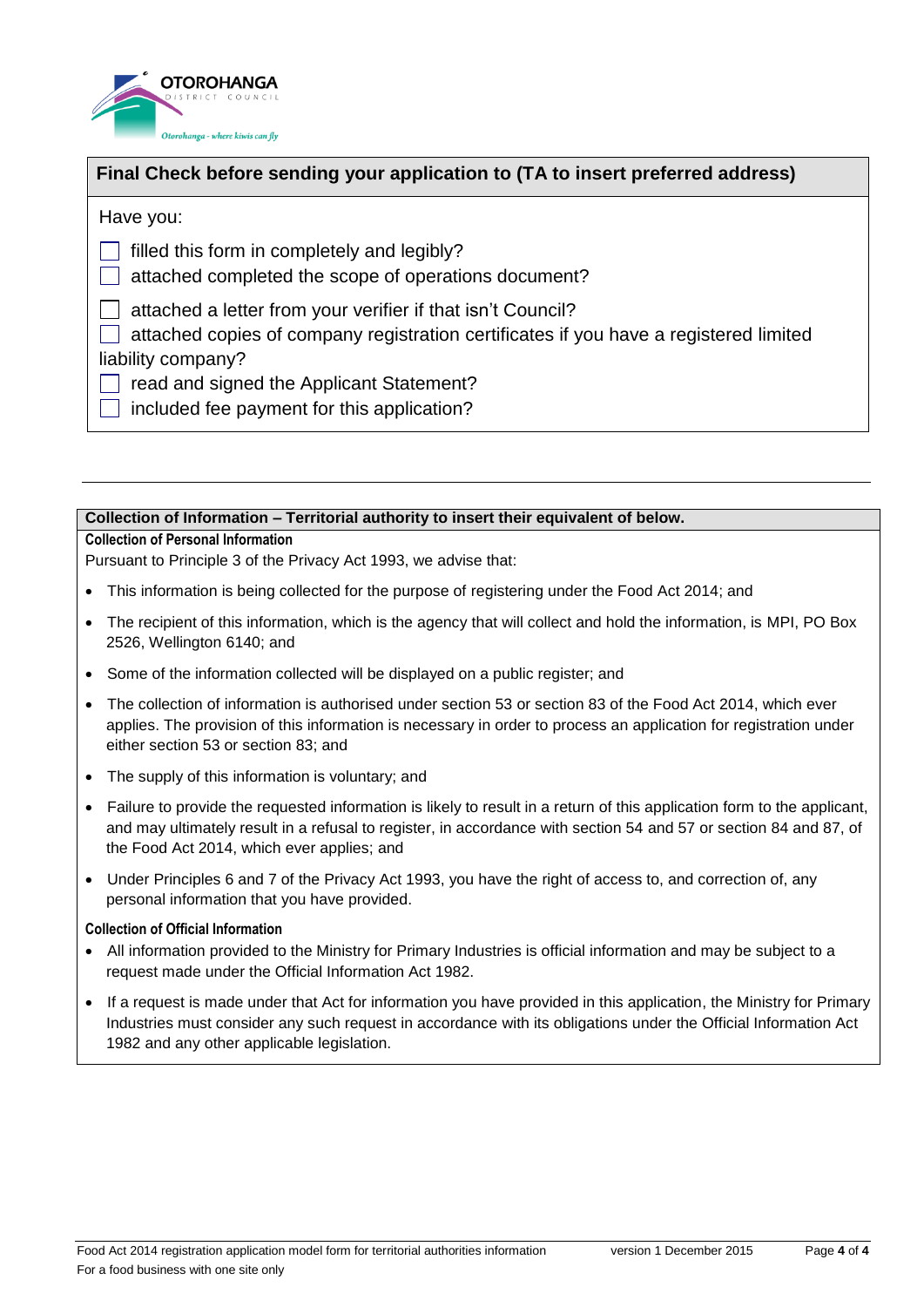## Final Check before sending your application to (TA to insert preferred address)

Have you:

- [ ] filled this form in completely and legibly?
- [ ] attached completed the scope of operations document?
- [ ] attached a letter from your verifier if that isn't Council?
- [ ] attached copies of company registration certificates if you have a registered limited liability company?
- [ ] read and signed the Applicant Statement?
- [ ] included fee payment for this application?

---

## Collection of Information – Territorial authority to insert their equivalent of below.

### Collection of Personal Information

Pursuant to Principle 3 of the Privacy Act 1993, we advise that:

- This information is being collected for the purpose of registering under the Food Act 2014; and
- The recipient of this information, which is the agency that will collect and hold the information, is MPI, PO Box 2526, Wellington 6140; and
- Some of the information collected will be displayed on a public register; and
- The collection of information is authorised under section 53 or section 83 of the Food Act 2014, which ever applies. The provision of this information is necessary in order to process an application for registration under either section 53 or section 83; and
- The supply of this information is voluntary; and
- Failure to provide the requested information is likely to result in a return of this application form to the applicant, and may ultimately result in a refusal to register, in accordance with section 54 and 57 or section 84 and 87, of the Food Act 2014, which ever applies; and
- Under Principles 6 and 7 of the Privacy Act 1993, you have the right of access to, and correction of, any personal information that you have provided.

### Collection of Official Information

- All information provided to the Ministry for Primary Industries is official information and may be subject to a request made under the Official Information Act 1982.
- If a request is made under that Act for information you have provided in this application, the Ministry for Primary Industries must consider any such request in accordance with its obligations under the Official Information Act 1982 and any other applicable legislation.